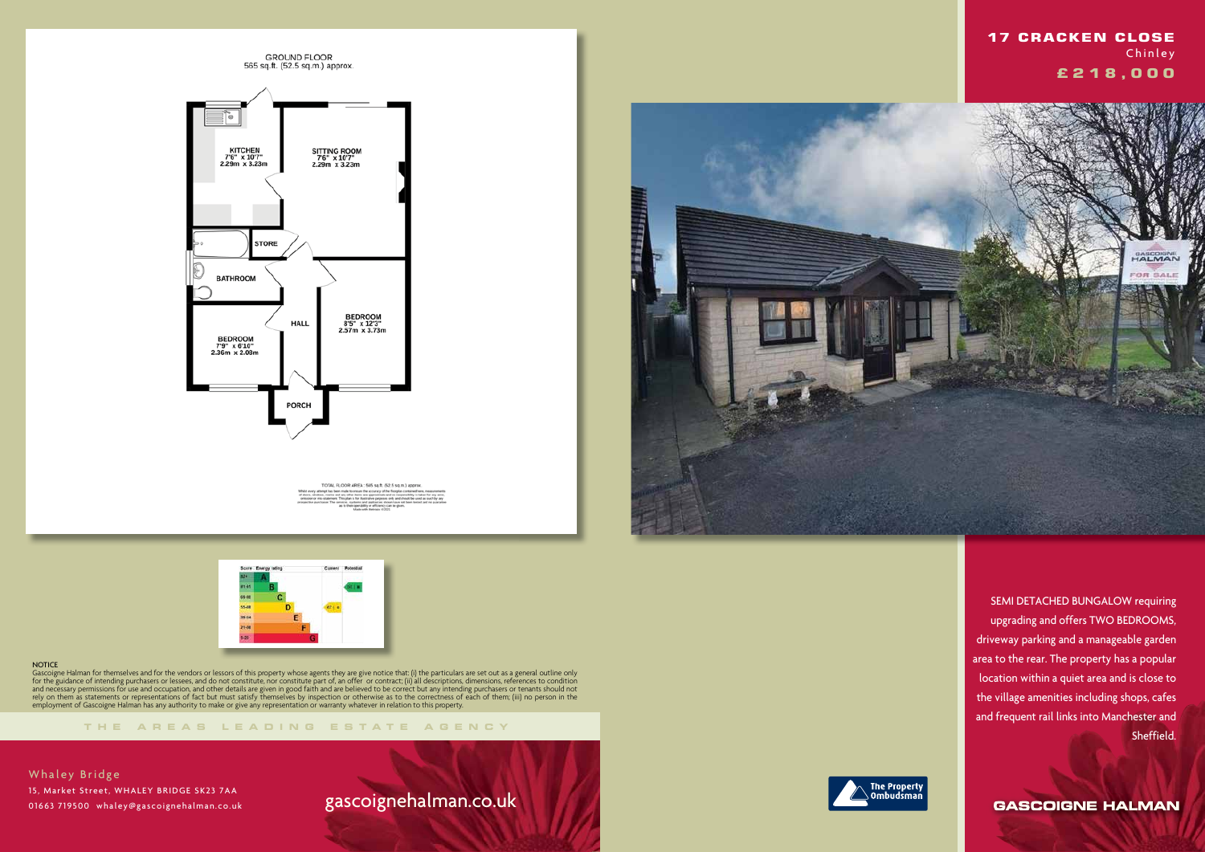# 17 CRACKEN CLOSE

Chinley

## £218,000

GROUND FLOOR
565 sq.ft. (52.5 sq.m.) approx.

KITCHEN
7'6" x 10'7"
2.29m x 3.23m

SITTING ROOM
7'6" x 10'7"
2.29m x 3.23m

STORE

BATHROOM

HALL

BEDROOM
8'5" x 12'3"
2.57m x 3.73m

BEDROOM
7'9" x 6'10"
2.36m x 2.08m

PORCH

TOTAL FLOOR AREA : 565 sq.ft. (52.5 sq.m.) approx.

| Score | Energy rating | Current | Potential |
|---|---|---|---|
| 92+ | A | | |
| 81-91 | B | | 85 B |
| 69-80 | C | | |
| 55-68 | D | 67 D | |
| 39-54 | E | | |
| 21-38 | F | | |
| 1-20 | G | | |

SEMI DETACHED BUNGALOW requiring upgrading and offers TWO BEDROOMS, driveway parking and a manageable garden area to the rear. The property has a popular location within a quiet area and is close to the village amenities including shops, cafes and frequent rail links into Manchester and Sheffield.

NOTICE
Gascoigne Halman for themselves and for the vendors or lessors of this property whose agents they are give notice that: (i) the particulars are set out as a general outline only for the guidance of intending purchasers or lessees, and do not constitute, nor constitute part of, an offer or contract; (ii) all descriptions, dimensions, references to condition and necessary permissions for use and occupation, and other details are given in good faith and are believed to be correct but any intending purchasers or tenants should not rely on them as statements or representations of fact but must satisfy themselves by inspection or otherwise as to the correctness of each of them; (iii) no person in the employment of Gascoigne Halman has any authority to make or give any representation or warranty whatever in relation to this property.

THE AREAS LEADING ESTATE AGENCY

Whaley Bridge
15, Market Street, WHALEY BRIDGE SK23 7AA
01663 719500 whaley@gascoignehalman.co.uk

gascoignehalman.co.uk

The Property Ombudsman

GASCOIGNE HALMAN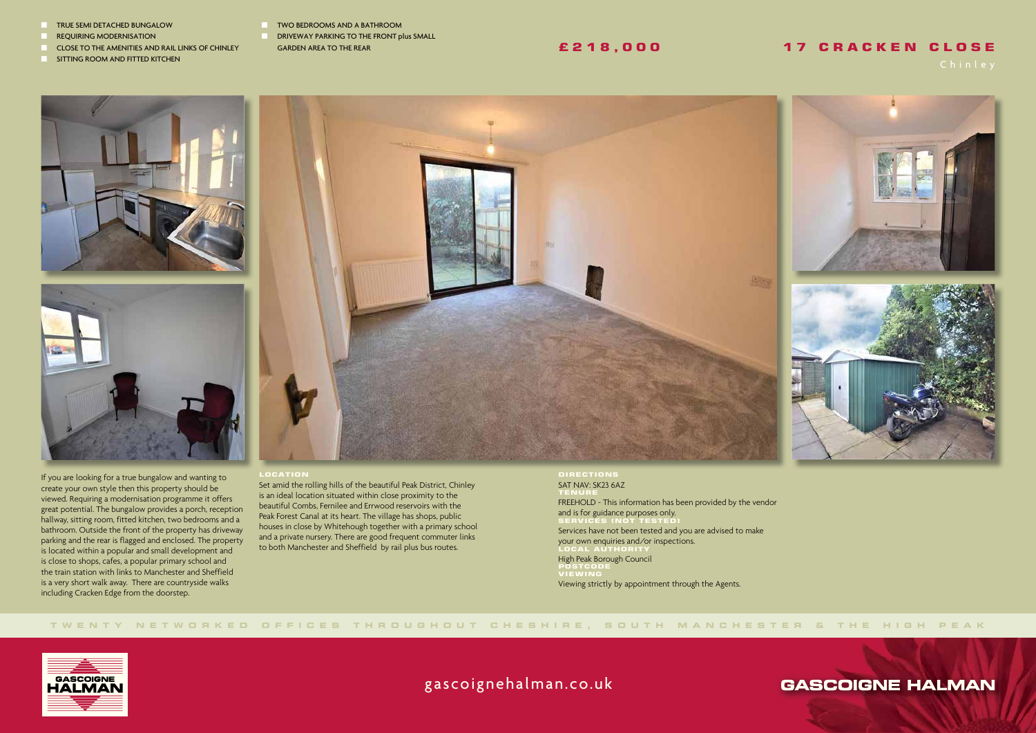- TRUE SEMI DETACHED BUNGALOW
- REQUIRING MODERNISATION
- CLOSE TO THE AMENITIES AND RAIL LINKS OF CHINLEY
- SITTING ROOM AND FITTED KITCHEN
- TWO BEDROOMS AND A BATHROOM
- DRIVEWAY PARKING TO THE FRONT plus SMALL GARDEN AREA TO THE REAR

## £218,000

# 17 CRACKEN CLOSE

Chinley

If you are looking for a true bungalow and wanting to create your own style then this property should be viewed. Requiring a modernisation programme it offers great potential. The bungalow provides a porch, reception hallway, sitting room, fitted kitchen, two bedrooms and a bathroom. Outside the front of the property has driveway parking and the rear is flagged and enclosed. The property is located within a popular and small development and is close to shops, cafes, a popular primary school and the train station with links to Manchester and Sheffield is a very short walk away. There are countryside walks including Cracken Edge from the doorstep.

### LOCATION

Set amid the rolling hills of the beautiful Peak District, Chinley is an ideal location situated within close proximity to the beautiful Combs, Fernilee and Errwood reservoirs with the Peak Forest Canal at its heart. The village has shops, public houses in close by Whitehough together with a primary school and a private nursery. There are good frequent commuter links to both Manchester and Sheffield by rail plus bus routes.

### DIRECTIONS

SAT NAV: SK23 6AZ

### TENURE

FREEHOLD - This information has been provided by the vendor and is for guidance purposes only.

### SERVICES (NOT TESTED)

Services have not been tested and you are advised to make your own enquiries and/or inspections.

### LOCAL AUTHORITY

High Peak Borough Council

### POSTCODE

### VIEWING

Viewing strictly by appointment through the Agents.

TWENTY NETWORKED OFFICES THROUGHOUT CHESHIRE, SOUTH MANCHESTER & THE HIGH PEAK

gascoignehalman.co.uk

GASCOIGNE HALMAN